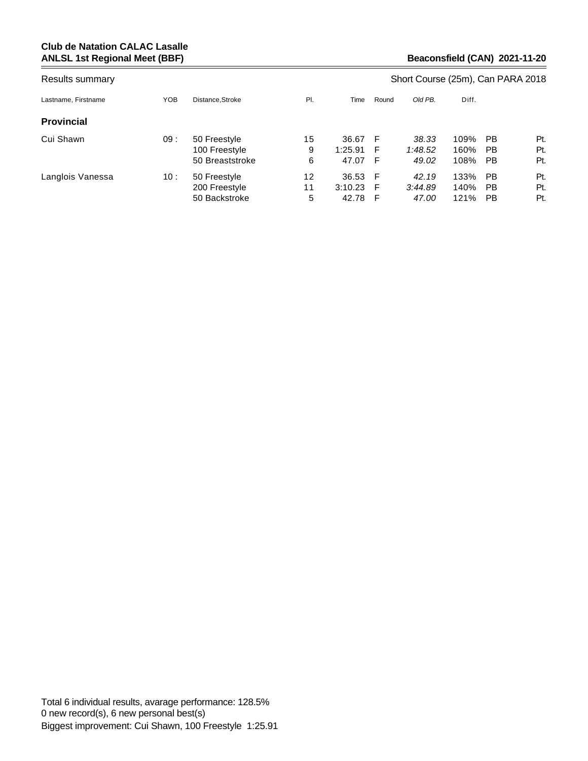**Club de Natation CALAC Lasalle**
**ANLSL 1st Regional Meet (BBF)** **Beaconsfield (CAN) 2021-11-20**

Results summary — Short Course (25m), Can PARA 2018

| Lastname, Firstname | YOB | Distance,Stroke | Pl. | Time | Round | *Old PB.* | Diff. | | |
|---|---|---|---|---|---|---|---|---|---|
| **Provincial** | | | | | | | | | |
| Cui Shawn | 09 : | 50 Freestyle | 15 | 36.67 | F | *38.33* | 109% | PB | Pt. |
| | | 100 Freestyle | 9 | 1:25.91 | F | *1:48.52* | 160% | PB | Pt. |
| | | 50 Breaststroke | 6 | 47.07 | F | *49.02* | 108% | PB | Pt. |
| Langlois Vanessa | 10 : | 50 Freestyle | 12 | 36.53 | F | *42.19* | 133% | PB | Pt. |
| | | 200 Freestyle | 11 | 3:10.23 | F | *3:44.89* | 140% | PB | Pt. |
| | | 50 Backstroke | 5 | 42.78 | F | *47.00* | 121% | PB | Pt. |

Total 6 individual results, avarage performance: 128.5%
0 new record(s), 6 new personal best(s)
Biggest improvement: Cui Shawn, 100 Freestyle 1:25.91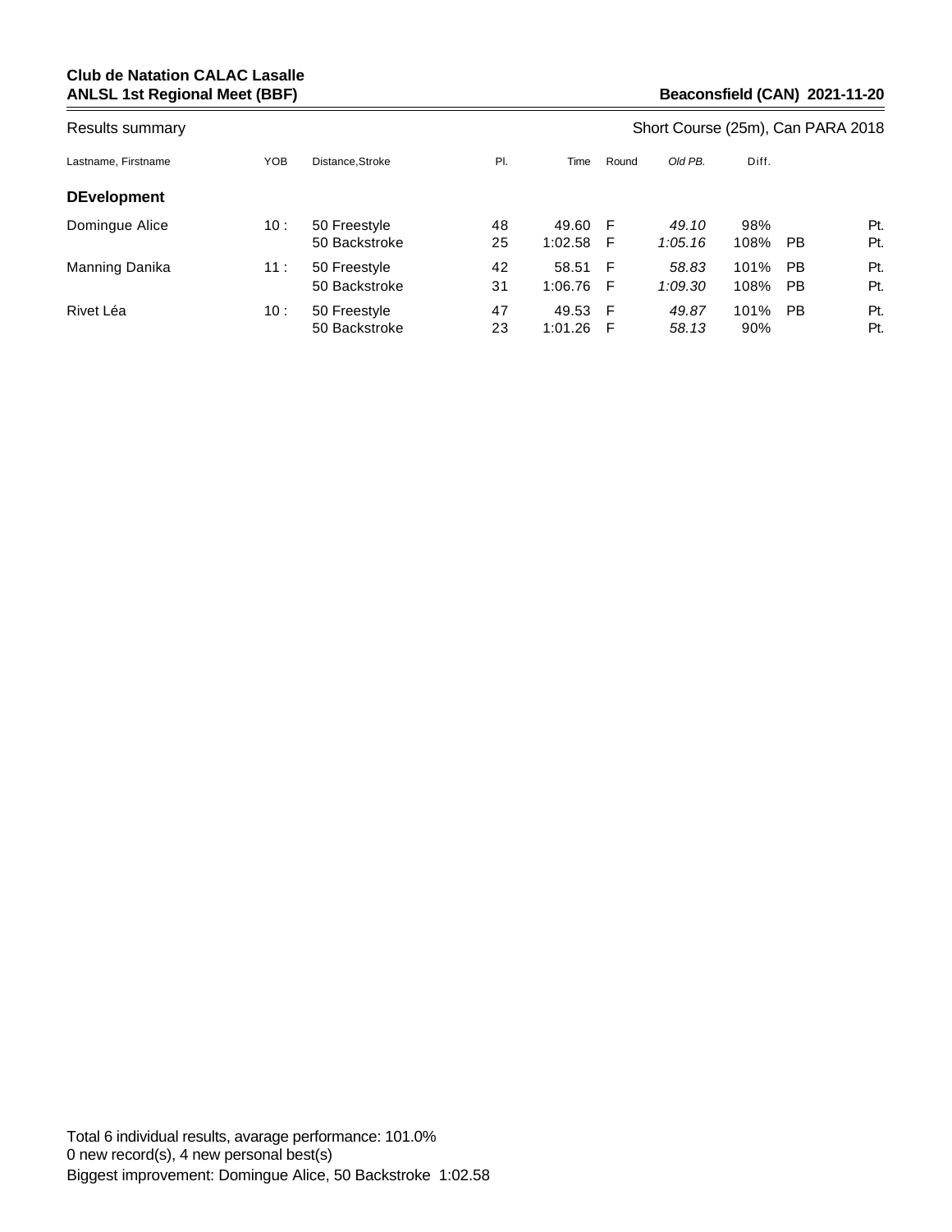**Club de Natation CALAC Lasalle**
**ANLSL 1st Regional Meet (BBF)** **Beaconsfield (CAN) 2021-11-20**

Results summary Short Course (25m), Can PARA 2018

| Lastname, Firstname | YOB | Distance,Stroke | Pl. | Time | Round | *Old PB.* | Diff. | | |
|---|---|---|---|---|---|---|---|---|---|
| **DEvelopment** | | | | | | | | | |
| Domingue Alice | 10 : | 50 Freestyle | 48 | 49.60 | F | *49.10* | 98% | | Pt. |
| | | 50 Backstroke | 25 | 1:02.58 | F | *1:05.16* | 108% | PB | Pt. |
| Manning Danika | 11 : | 50 Freestyle | 42 | 58.51 | F | *58.83* | 101% | PB | Pt. |
| | | 50 Backstroke | 31 | 1:06.76 | F | *1:09.30* | 108% | PB | Pt. |
| Rivet Léa | 10 : | 50 Freestyle | 47 | 49.53 | F | *49.87* | 101% | PB | Pt. |
| | | 50 Backstroke | 23 | 1:01.26 | F | *58.13* | 90% | | Pt. |

Total 6 individual results, avarage performance: 101.0%
0 new record(s), 4 new personal best(s)
Biggest improvement: Domingue Alice, 50 Backstroke 1:02.58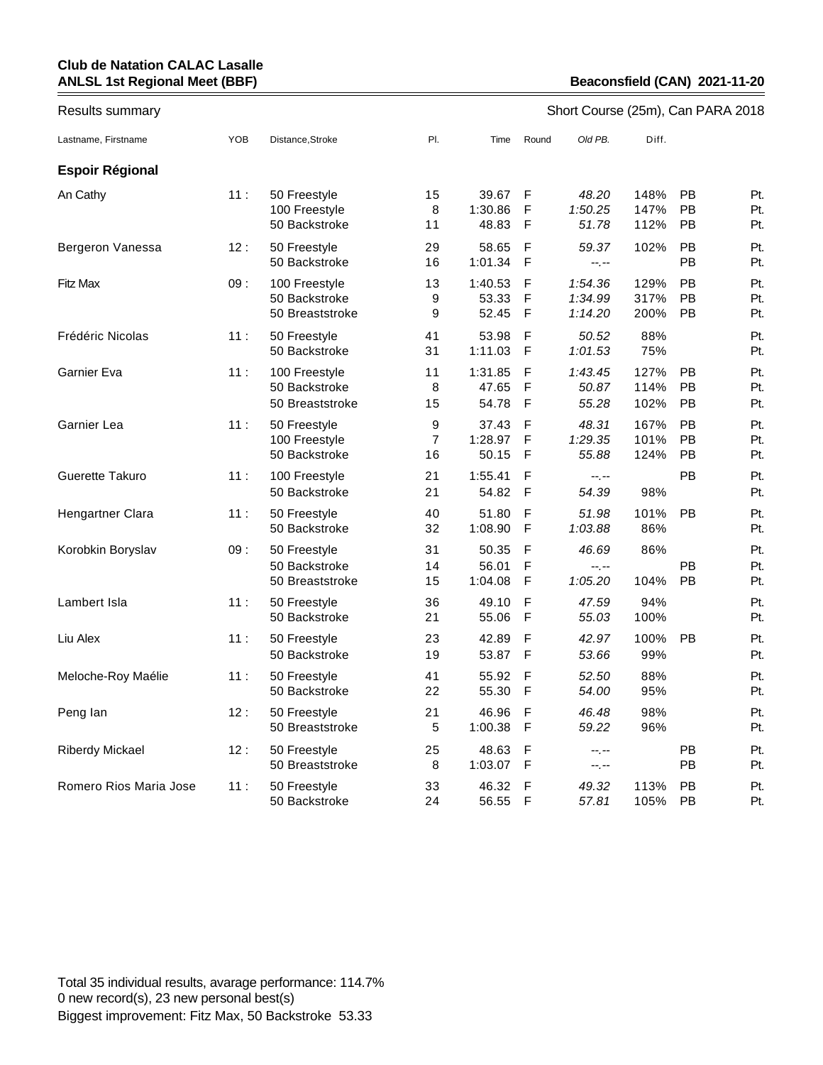**Club de Natation CALAC Lasalle**
**ANLSL 1st Regional Meet (BBF)** — **Beaconsfield (CAN) 2021-11-20**

Results summary — Short Course (25m), Can PARA 2018

| Lastname, Firstname | YOB | Distance,Stroke | Pl. | Time | Round | Old PB. | Diff. | | |
|---|---|---|---|---|---|---|---|---|---|
| **Espoir Régional** | | | | | | | | | |
| An Cathy | 11 : | 50 Freestyle | 15 | 39.67 | F | *48.20* | 148% | PB | Pt. |
| | | 100 Freestyle | 8 | 1:30.86 | F | *1:50.25* | 147% | PB | Pt. |
| | | 50 Backstroke | 11 | 48.83 | F | *51.78* | 112% | PB | Pt. |
| Bergeron Vanessa | 12 : | 50 Freestyle | 29 | 58.65 | F | *59.37* | 102% | PB | Pt. |
| | | 50 Backstroke | 16 | 1:01.34 | F | *--.--* | | PB | Pt. |
| Fitz Max | 09 : | 100 Freestyle | 13 | 1:40.53 | F | *1:54.36* | 129% | PB | Pt. |
| | | 50 Backstroke | 9 | 53.33 | F | *1:34.99* | 317% | PB | Pt. |
| | | 50 Breaststroke | 9 | 52.45 | F | *1:14.20* | 200% | PB | Pt. |
| Frédéric Nicolas | 11 : | 50 Freestyle | 41 | 53.98 | F | *50.52* | 88% | | Pt. |
| | | 50 Backstroke | 31 | 1:11.03 | F | *1:01.53* | 75% | | Pt. |
| Garnier Eva | 11 : | 100 Freestyle | 11 | 1:31.85 | F | *1:43.45* | 127% | PB | Pt. |
| | | 50 Backstroke | 8 | 47.65 | F | *50.87* | 114% | PB | Pt. |
| | | 50 Breaststroke | 15 | 54.78 | F | *55.28* | 102% | PB | Pt. |
| Garnier Lea | 11 : | 50 Freestyle | 9 | 37.43 | F | *48.31* | 167% | PB | Pt. |
| | | 100 Freestyle | 7 | 1:28.97 | F | *1:29.35* | 101% | PB | Pt. |
| | | 50 Backstroke | 16 | 50.15 | F | *55.88* | 124% | PB | Pt. |
| Guerette Takuro | 11 : | 100 Freestyle | 21 | 1:55.41 | F | *--.--* | | PB | Pt. |
| | | 50 Backstroke | 21 | 54.82 | F | *54.39* | 98% | | Pt. |
| Hengartner Clara | 11 : | 50 Freestyle | 40 | 51.80 | F | *51.98* | 101% | PB | Pt. |
| | | 50 Backstroke | 32 | 1:08.90 | F | *1:03.88* | 86% | | Pt. |
| Korobkin Boryslav | 09 : | 50 Freestyle | 31 | 50.35 | F | *46.69* | 86% | | Pt. |
| | | 50 Backstroke | 14 | 56.01 | F | *--.--* | | PB | Pt. |
| | | 50 Breaststroke | 15 | 1:04.08 | F | *1:05.20* | 104% | PB | Pt. |
| Lambert Isla | 11 : | 50 Freestyle | 36 | 49.10 | F | *47.59* | 94% | | Pt. |
| | | 50 Backstroke | 21 | 55.06 | F | *55.03* | 100% | | Pt. |
| Liu Alex | 11 : | 50 Freestyle | 23 | 42.89 | F | *42.97* | 100% | PB | Pt. |
| | | 50 Backstroke | 19 | 53.87 | F | *53.66* | 99% | | Pt. |
| Meloche-Roy Maélie | 11 : | 50 Freestyle | 41 | 55.92 | F | *52.50* | 88% | | Pt. |
| | | 50 Backstroke | 22 | 55.30 | F | *54.00* | 95% | | Pt. |
| Peng Ian | 12 : | 50 Freestyle | 21 | 46.96 | F | *46.48* | 98% | | Pt. |
| | | 50 Breaststroke | 5 | 1:00.38 | F | *59.22* | 96% | | Pt. |
| Riberdy Mickael | 12 : | 50 Freestyle | 25 | 48.63 | F | *--.--* | | PB | Pt. |
| | | 50 Breaststroke | 8 | 1:03.07 | F | *--.--* | | PB | Pt. |
| Romero Rios Maria Jose | 11 : | 50 Freestyle | 33 | 46.32 | F | *49.32* | 113% | PB | Pt. |
| | | 50 Backstroke | 24 | 56.55 | F | *57.81* | 105% | PB | Pt. |

Total 35 individual results, avarage performance: 114.7%
0 new record(s), 23 new personal best(s)
Biggest improvement: Fitz Max, 50 Backstroke 53.33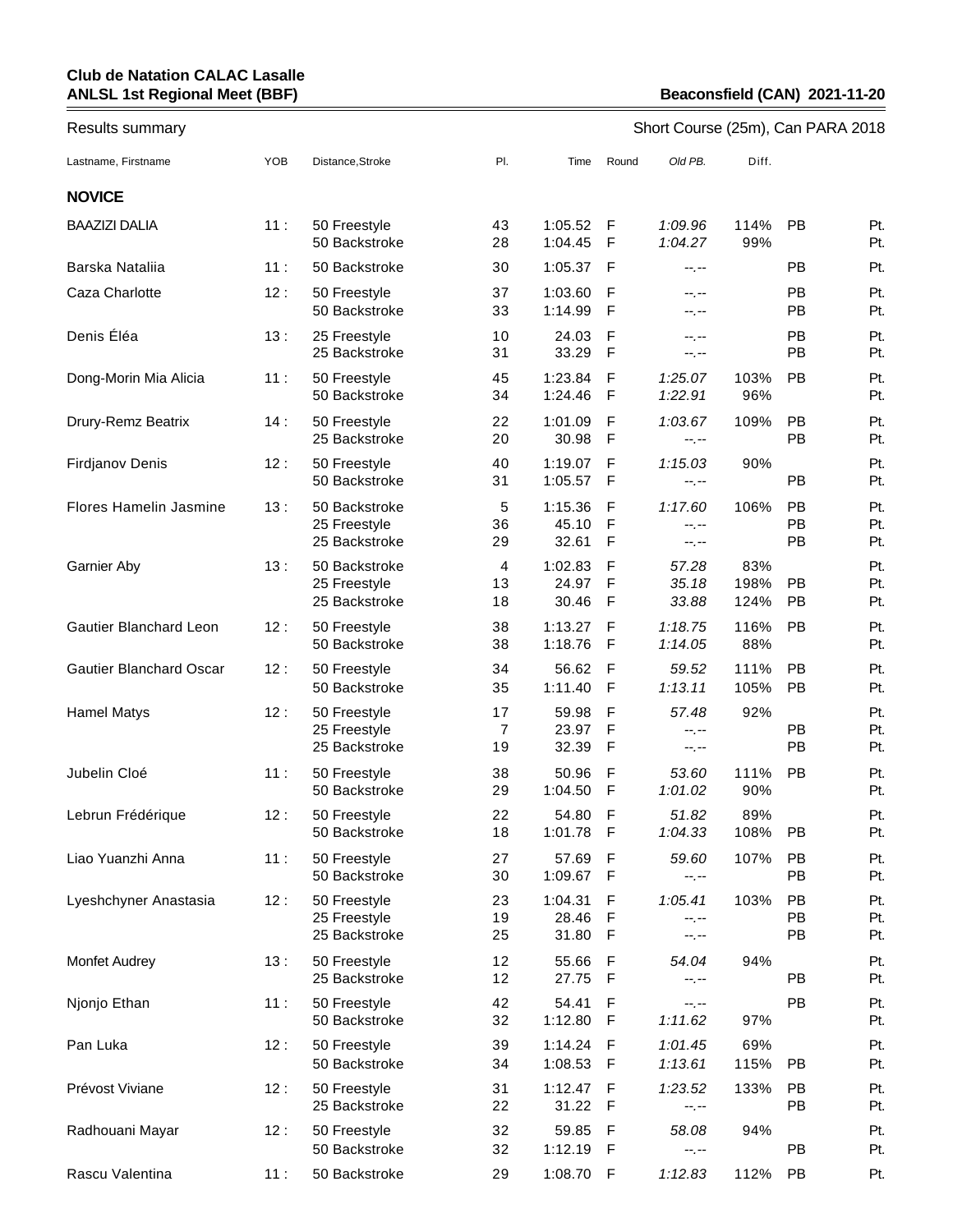**Club de Natation CALAC Lasalle**
**ANLSL 1st Regional Meet (BBF)** **Beaconsfield (CAN) 2021-11-20**

Results summary Short Course (25m), Can PARA 2018

| Lastname, Firstname | YOB | Distance,Stroke | Pl. | Time | Round | Old PB. | Diff. | | |
|---|---|---|---|---|---|---|---|---|---|
| **NOVICE** | | | | | | | | | |
| BAAZIZI DALIA | 11 : | 50 Freestyle | 43 | 1:05.52 | F | *1:09.96* | 114% | PB | Pt. |
| | | 50 Backstroke | 28 | 1:04.45 | F | *1:04.27* | 99% | | Pt. |
| Barska Nataliia | 11 : | 50 Backstroke | 30 | 1:05.37 | F | --.-- | | PB | Pt. |
| Caza Charlotte | 12 : | 50 Freestyle | 37 | 1:03.60 | F | --.-- | | PB | Pt. |
| | | 50 Backstroke | 33 | 1:14.99 | F | --.-- | | PB | Pt. |
| Denis Éléa | 13 : | 25 Freestyle | 10 | 24.03 | F | --.-- | | PB | Pt. |
| | | 25 Backstroke | 31 | 33.29 | F | --.-- | | PB | Pt. |
| Dong-Morin Mia Alicia | 11 : | 50 Freestyle | 45 | 1:23.84 | F | *1:25.07* | 103% | PB | Pt. |
| | | 50 Backstroke | 34 | 1:24.46 | F | *1:22.91* | 96% | | Pt. |
| Drury-Remz Beatrix | 14 : | 50 Freestyle | 22 | 1:01.09 | F | *1:03.67* | 109% | PB | Pt. |
| | | 25 Backstroke | 20 | 30.98 | F | --.-- | | PB | Pt. |
| Firdjanov Denis | 12 : | 50 Freestyle | 40 | 1:19.07 | F | *1:15.03* | 90% | | Pt. |
| | | 50 Backstroke | 31 | 1:05.57 | F | --.-- | | PB | Pt. |
| Flores Hamelin Jasmine | 13 : | 50 Backstroke | 5 | 1:15.36 | F | *1:17.60* | 106% | PB | Pt. |
| | | 25 Freestyle | 36 | 45.10 | F | --.-- | | PB | Pt. |
| | | 25 Backstroke | 29 | 32.61 | F | --.-- | | PB | Pt. |
| Garnier Aby | 13 : | 50 Backstroke | 4 | 1:02.83 | F | *57.28* | 83% | | Pt. |
| | | 25 Freestyle | 13 | 24.97 | F | *35.18* | 198% | PB | Pt. |
| | | 25 Backstroke | 18 | 30.46 | F | *33.88* | 124% | PB | Pt. |
| Gautier Blanchard Leon | 12 : | 50 Freestyle | 38 | 1:13.27 | F | *1:18.75* | 116% | PB | Pt. |
| | | 50 Backstroke | 38 | 1:18.76 | F | *1:14.05* | 88% | | Pt. |
| Gautier Blanchard Oscar | 12 : | 50 Freestyle | 34 | 56.62 | F | *59.52* | 111% | PB | Pt. |
| | | 50 Backstroke | 35 | 1:11.40 | F | *1:13.11* | 105% | PB | Pt. |
| Hamel Matys | 12 : | 50 Freestyle | 17 | 59.98 | F | *57.48* | 92% | | Pt. |
| | | 25 Freestyle | 7 | 23.97 | F | --.-- | | PB | Pt. |
| | | 25 Backstroke | 19 | 32.39 | F | --.-- | | PB | Pt. |
| Jubelin Cloé | 11 : | 50 Freestyle | 38 | 50.96 | F | *53.60* | 111% | PB | Pt. |
| | | 50 Backstroke | 29 | 1:04.50 | F | *1:01.02* | 90% | | Pt. |
| Lebrun Frédérique | 12 : | 50 Freestyle | 22 | 54.80 | F | *51.82* | 89% | | Pt. |
| | | 50 Backstroke | 18 | 1:01.78 | F | *1:04.33* | 108% | PB | Pt. |
| Liao Yuanzhi Anna | 11 : | 50 Freestyle | 27 | 57.69 | F | *59.60* | 107% | PB | Pt. |
| | | 50 Backstroke | 30 | 1:09.67 | F | --.-- | | PB | Pt. |
| Lyeshchyner Anastasia | 12 : | 50 Freestyle | 23 | 1:04.31 | F | *1:05.41* | 103% | PB | Pt. |
| | | 25 Freestyle | 19 | 28.46 | F | --.-- | | PB | Pt. |
| | | 25 Backstroke | 25 | 31.80 | F | --.-- | | PB | Pt. |
| Monfet Audrey | 13 : | 50 Freestyle | 12 | 55.66 | F | *54.04* | 94% | | Pt. |
| | | 25 Backstroke | 12 | 27.75 | F | --.-- | | PB | Pt. |
| Njonjo Ethan | 11 : | 50 Freestyle | 42 | 54.41 | F | --.-- | | PB | Pt. |
| | | 50 Backstroke | 32 | 1:12.80 | F | *1:11.62* | 97% | | Pt. |
| Pan Luka | 12 : | 50 Freestyle | 39 | 1:14.24 | F | *1:01.45* | 69% | | Pt. |
| | | 50 Backstroke | 34 | 1:08.53 | F | *1:13.61* | 115% | PB | Pt. |
| Prévost Viviane | 12 : | 50 Freestyle | 31 | 1:12.47 | F | *1:23.52* | 133% | PB | Pt. |
| | | 25 Backstroke | 22 | 31.22 | F | --.-- | | PB | Pt. |
| Radhouani Mayar | 12 : | 50 Freestyle | 32 | 59.85 | F | *58.08* | 94% | | Pt. |
| | | 50 Backstroke | 32 | 1:12.19 | F | --.-- | | PB | Pt. |
| Rascu Valentina | 11 : | 50 Backstroke | 29 | 1:08.70 | F | *1:12.83* | 112% | PB | Pt. |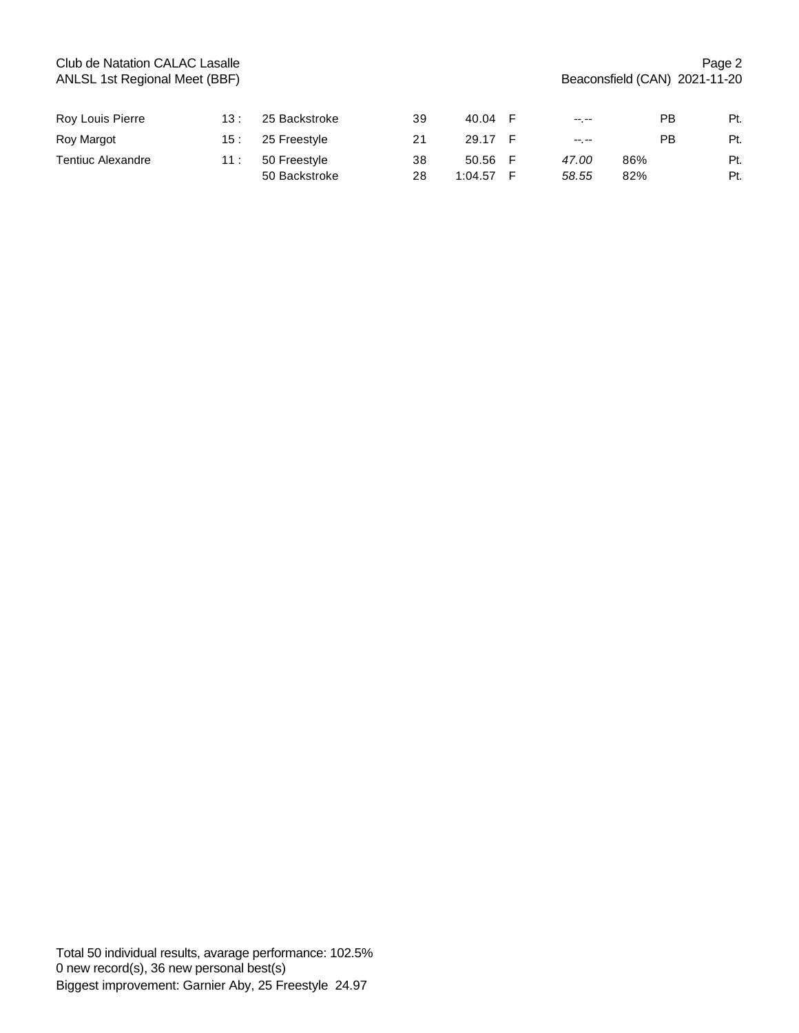| | | | | | | | | | | |
|---|---|---|---|---|---|---|---|---|---|---|
| Roy Louis Pierre | 13 : | 25 Backstroke | 39 | 40.04 | F | --.-- | | PB | | Pt. |
| Roy Margot | 15 : | 25 Freestyle | 21 | 29.17 | F | --.-- | | PB | | Pt. |
| Tentiuc Alexandre | 11 : | 50 Freestyle | 38 | 50.56 | F | *47.00* | 86% | | | Pt. |
| | | 50 Backstroke | 28 | 1:04.57 | F | *58.55* | 82% | | | Pt. |

Total 50 individual results, avarage performance: 102.5%
0 new record(s), 36 new personal best(s)
Biggest improvement: Garnier Aby, 25 Freestyle 24.97